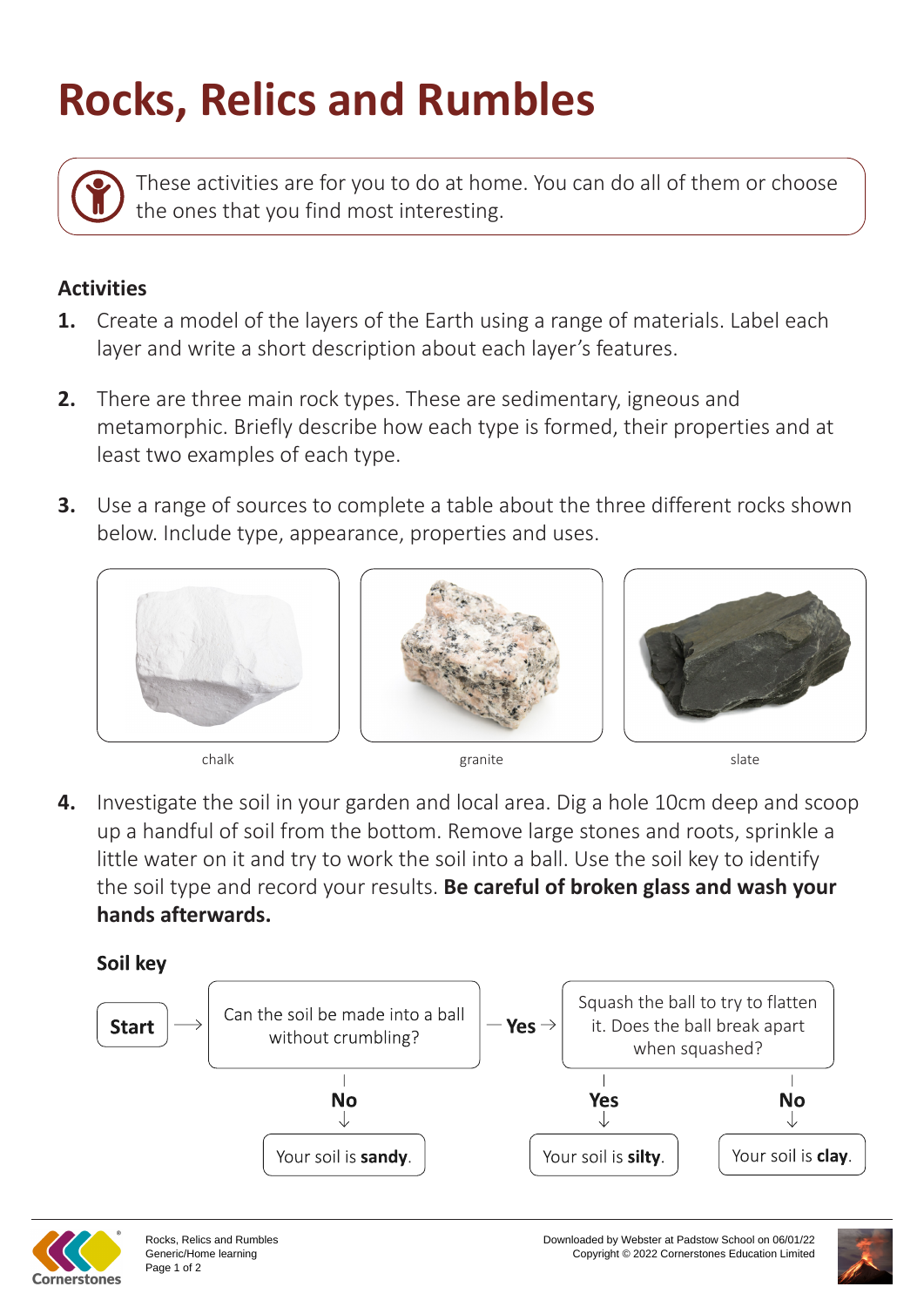# Rocks, Relics and Rumbles

These activities are for you to do at home. You can do all of them or choose the ones that you find most interesting.

### Activities

1. Create a model of the layers of the Earth using a range of materials. Label each layer and write a short description about each layer's features.

2. There are three main rock types. These are sedimentary, igneous and metamorphic. Briefly describe how each type is formed, their properties and at least two examples of each type.

3. Use a range of sources to complete a table about the three different rocks shown below. Include type, appearance, properties and uses.

chalk

granite

slate

4. Investigate the soil in your garden and local area. Dig a hole 10cm deep and scoop up a handful of soil from the bottom. Remove large stones and roots, sprinkle a little water on it and try to work the soil into a ball. Use the soil key to identify the soil type and record your results. **Be careful of broken glass and wash your hands afterwards.**

**Soil key**

**Start** → Can the soil be made into a ball without crumbling?

- **No** → Your soil is **sandy**.
- **Yes** → Squash the ball to try to flatten it. Does the ball break apart when squashed?
  - **Yes** → Your soil is **silty**.
  - **No** → Your soil is **clay**.

Rocks, Relics and Rumbles
Generic/Home learning

Downloaded by Webster at Padstow School on 06/01/22
Copyright © 2022 Cornerstones Education Limited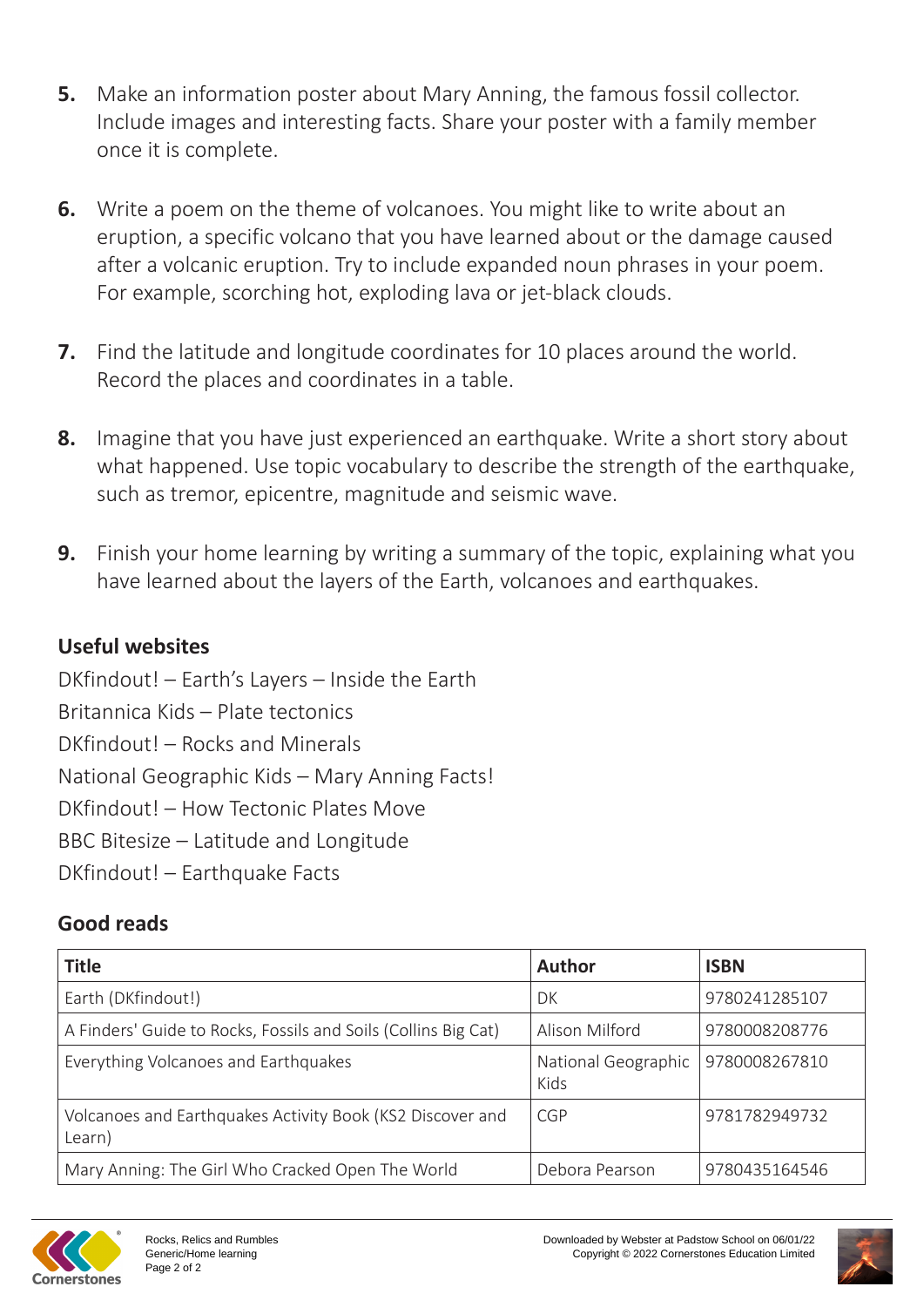5. Make an information poster about Mary Anning, the famous fossil collector. Include images and interesting facts. Share your poster with a family member once it is complete.

6. Write a poem on the theme of volcanoes. You might like to write about an eruption, a specific volcano that you have learned about or the damage caused after a volcanic eruption. Try to include expanded noun phrases in your poem. For example, scorching hot, exploding lava or jet-black clouds.

7. Find the latitude and longitude coordinates for 10 places around the world. Record the places and coordinates in a table.

8. Imagine that you have just experienced an earthquake. Write a short story about what happened. Use topic vocabulary to describe the strength of the earthquake, such as tremor, epicentre, magnitude and seismic wave.

9. Finish your home learning by writing a summary of the topic, explaining what you have learned about the layers of the Earth, volcanoes and earthquakes.

## Useful websites

DKfindout! – Earth's Layers – Inside the Earth
Britannica Kids – Plate tectonics
DKfindout! – Rocks and Minerals
National Geographic Kids – Mary Anning Facts!
DKfindout! – How Tectonic Plates Move
BBC Bitesize – Latitude and Longitude
DKfindout! – Earthquake Facts

## Good reads

| Title | Author | ISBN |
|---|---|---|
| Earth (DKfindout!) | DK | 9780241285107 |
| A Finders' Guide to Rocks, Fossils and Soils (Collins Big Cat) | Alison Milford | 9780008208776 |
| Everything Volcanoes and Earthquakes | National Geographic Kids | 9780008267810 |
| Volcanoes and Earthquakes Activity Book (KS2 Discover and Learn) | CGP | 9781782949732 |
| Mary Anning: The Girl Who Cracked Open The World | Debora Pearson | 9780435164546 |